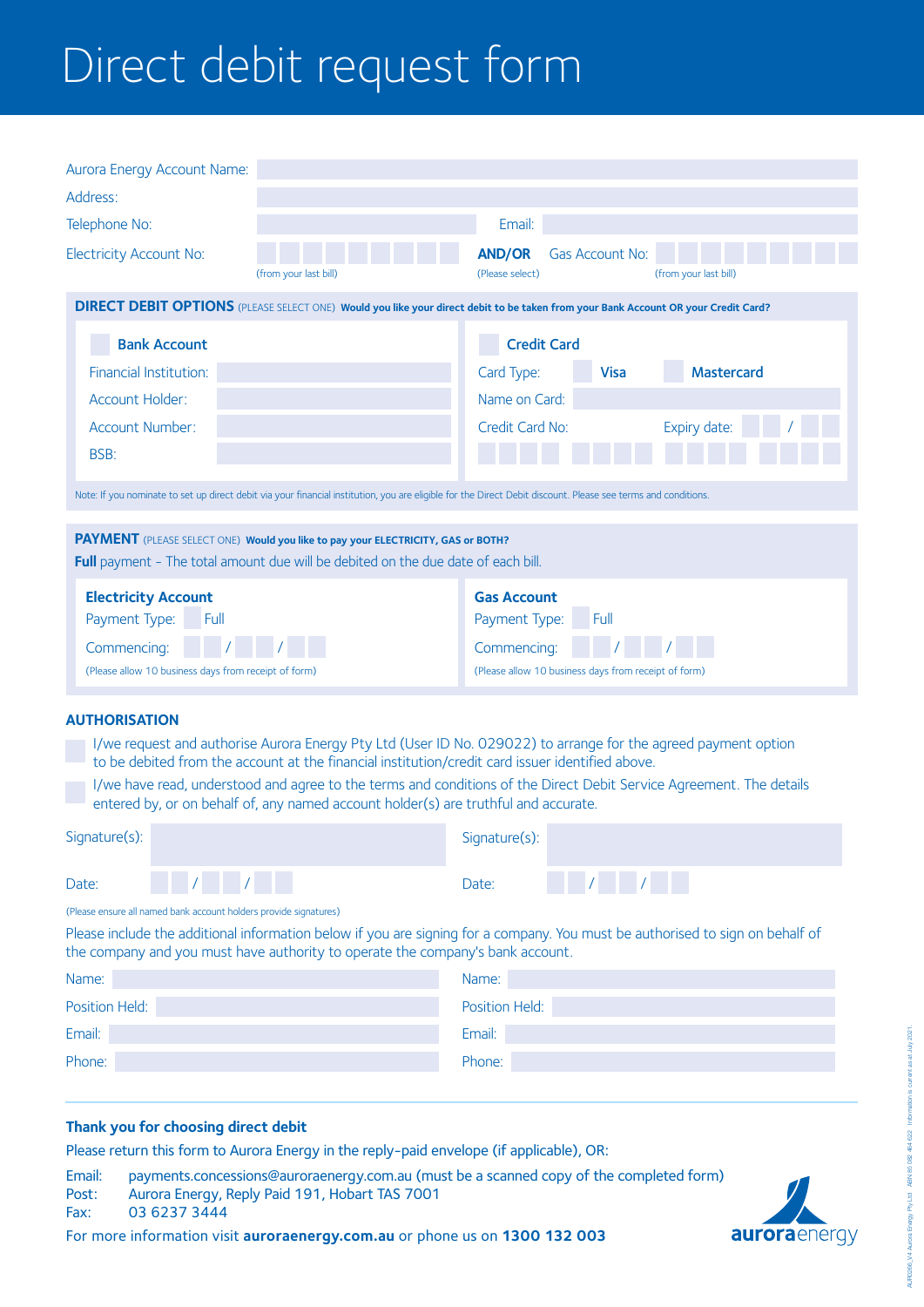# Direct debit request form

Aurora Energy Account Name:

Address:

Telephone No: Email:

Electricity Account No: (from your last bill) **AND/OR** (Please select) Gas Account No: (from your last bill)

## DIRECT DEBIT OPTIONS (PLEASE SELECT ONE) **Would you like your direct debit to be taken from your Bank Account OR your Credit Card?**

**Bank Account**

Financial Institution:

Account Holder:

Account Number:

BSB:

**Credit Card**

Card Type: **Visa** **Mastercard**

Name on Card:

Credit Card No: Expiry date: /

Note: If you nominate to set up direct debit via your financial institution, you are eligible for the Direct Debit discount. Please see terms and conditions.

## PAYMENT (PLEASE SELECT ONE) **Would you like to pay your ELECTRICITY, GAS or BOTH?**

**Full** payment – The total amount due will be debited on the due date of each bill.

**Electricity Account**

Payment Type: Full

Commencing: / /

(Please allow 10 business days from receipt of form)

**Gas Account**

Payment Type: Full

Commencing: / /

(Please allow 10 business days from receipt of form)

## AUTHORISATION

- I/we request and authorise Aurora Energy Pty Ltd (User ID No. 029022) to arrange for the agreed payment option to be debited from the account at the financial institution/credit card issuer identified above.
- I/we have read, understood and agree to the terms and conditions of the Direct Debit Service Agreement. The details entered by, or on behalf of, any named account holder(s) are truthful and accurate.

Signature(s): Signature(s):

Date: / / Date: / /

(Please ensure all named bank account holders provide signatures)

Please include the additional information below if you are signing for a company. You must be authorised to sign on behalf of the company and you must have authority to operate the company's bank account.

Name: Name:

Position Held: Position Held:

Email: Email:

Phone: Phone:

### Thank you for choosing direct debit

Please return this form to Aurora Energy in the reply-paid envelope (if applicable), OR:

Email: payments.concessions@auroraenergy.com.au (must be a scanned copy of the completed form)
Post: Aurora Energy, Reply Paid 191, Hobart TAS 7001
Fax: 03 6237 3444

For more information visit **auroraenergy.com.au** or phone us on **1300 132 003**

auroraenergy

AUR0266_V4 Aurora Energy Pty Ltd ABN 85 082 464 622 Information is current as at July 2021.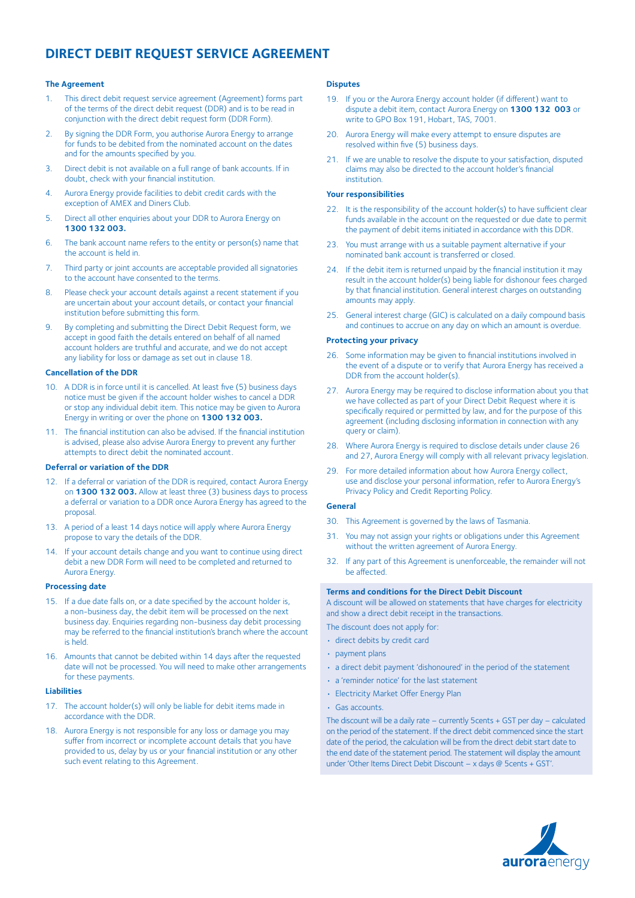# DIRECT DEBIT REQUEST SERVICE AGREEMENT

**The Agreement**

1. This direct debit request service agreement (Agreement) forms part of the terms of the direct debit request (DDR) and is to be read in conjunction with the direct debit request form (DDR Form).
2. By signing the DDR Form, you authorise Aurora Energy to arrange for funds to be debited from the nominated account on the dates and for the amounts specified by you.
3. Direct debit is not available on a full range of bank accounts. If in doubt, check with your financial institution.
4. Aurora Energy provide facilities to debit credit cards with the exception of AMEX and Diners Club.
5. Direct all other enquiries about your DDR to Aurora Energy on **1300 132 003.**
6. The bank account name refers to the entity or person(s) name that the account is held in.
7. Third party or joint accounts are acceptable provided all signatories to the account have consented to the terms.
8. Please check your account details against a recent statement if you are uncertain about your account details, or contact your financial institution before submitting this form.
9. By completing and submitting the Direct Debit Request form, we accept in good faith the details entered on behalf of all named account holders are truthful and accurate, and we do not accept any liability for loss or damage as set out in clause 18.

**Cancellation of the DDR**

10. A DDR is in force until it is cancelled. At least five (5) business days notice must be given if the account holder wishes to cancel a DDR or stop any individual debit item. This notice may be given to Aurora Energy in writing or over the phone on **1300 132 003.**
11. The financial institution can also be advised. If the financial institution is advised, please also advise Aurora Energy to prevent any further attempts to direct debit the nominated account.

**Deferral or variation of the DDR**

12. If a deferral or variation of the DDR is required, contact Aurora Energy on **1300 132 003.** Allow at least three (3) business days to process a deferral or variation to a DDR once Aurora Energy has agreed to the proposal.
13. A period of a least 14 days notice will apply where Aurora Energy propose to vary the details of the DDR.
14. If your account details change and you want to continue using direct debit a new DDR Form will need to be completed and returned to Aurora Energy.

**Processing date**

15. If a due date falls on, or a date specified by the account holder is, a non-business day, the debit item will be processed on the next business day. Enquiries regarding non-business day debit processing may be referred to the financial institution's branch where the account is held.
16. Amounts that cannot be debited within 14 days after the requested date will not be processed. You will need to make other arrangements for these payments.

**Liabilities**

17. The account holder(s) will only be liable for debit items made in accordance with the DDR.
18. Aurora Energy is not responsible for any loss or damage you may suffer from incorrect or incomplete account details that you have provided to us, delay by us or your financial institution or any other such event relating to this Agreement.

**Disputes**

19. If you or the Aurora Energy account holder (if different) want to dispute a debit item, contact Aurora Energy on **1300 132 003** or write to GPO Box 191, Hobart, TAS, 7001.
20. Aurora Energy will make every attempt to ensure disputes are resolved within five (5) business days.
21. If we are unable to resolve the dispute to your satisfaction, disputed claims may also be directed to the account holder's financial institution.

**Your responsibilities**

22. It is the responsibility of the account holder(s) to have sufficient clear funds available in the account on the requested or due date to permit the payment of debit items initiated in accordance with this DDR.
23. You must arrange with us a suitable payment alternative if your nominated bank account is transferred or closed.
24. If the debit item is returned unpaid by the financial institution it may result in the account holder(s) being liable for dishonour fees charged by that financial institution. General interest charges on outstanding amounts may apply.
25. General interest charge (GIC) is calculated on a daily compound basis and continues to accrue on any day on which an amount is overdue.

**Protecting your privacy**

26. Some information may be given to financial institutions involved in the event of a dispute or to verify that Aurora Energy has received a DDR from the account holder(s).
27. Aurora Energy may be required to disclose information about you that we have collected as part of your Direct Debit Request where it is specifically required or permitted by law, and for the purpose of this agreement (including disclosing information in connection with any query or claim).
28. Where Aurora Energy is required to disclose details under clause 26 and 27, Aurora Energy will comply with all relevant privacy legislation.
29. For more detailed information about how Aurora Energy collect, use and disclose your personal information, refer to Aurora Energy's Privacy Policy and Credit Reporting Policy.

**General**

30. This Agreement is governed by the laws of Tasmania.
31. You may not assign your rights or obligations under this Agreement without the written agreement of Aurora Energy.
32. If any part of this Agreement is unenforceable, the remainder will not be affected.

**Terms and conditions for the Direct Debit Discount**

A discount will be allowed on statements that have charges for electricity and show a direct debit receipt in the transactions.

The discount does not apply for:

- direct debits by credit card
- payment plans
- a direct debit payment 'dishonoured' in the period of the statement
- a 'reminder notice' for the last statement
- Electricity Market Offer Energy Plan
- Gas accounts.

The discount will be a daily rate – currently 5cents + GST per day – calculated on the period of the statement. If the direct debit commenced since the start date of the period, the calculation will be from the direct debit start date to the end date of the statement period. The statement will display the amount under 'Other Items Direct Debit Discount – x days @ 5cents + GST'.

auroraenergy